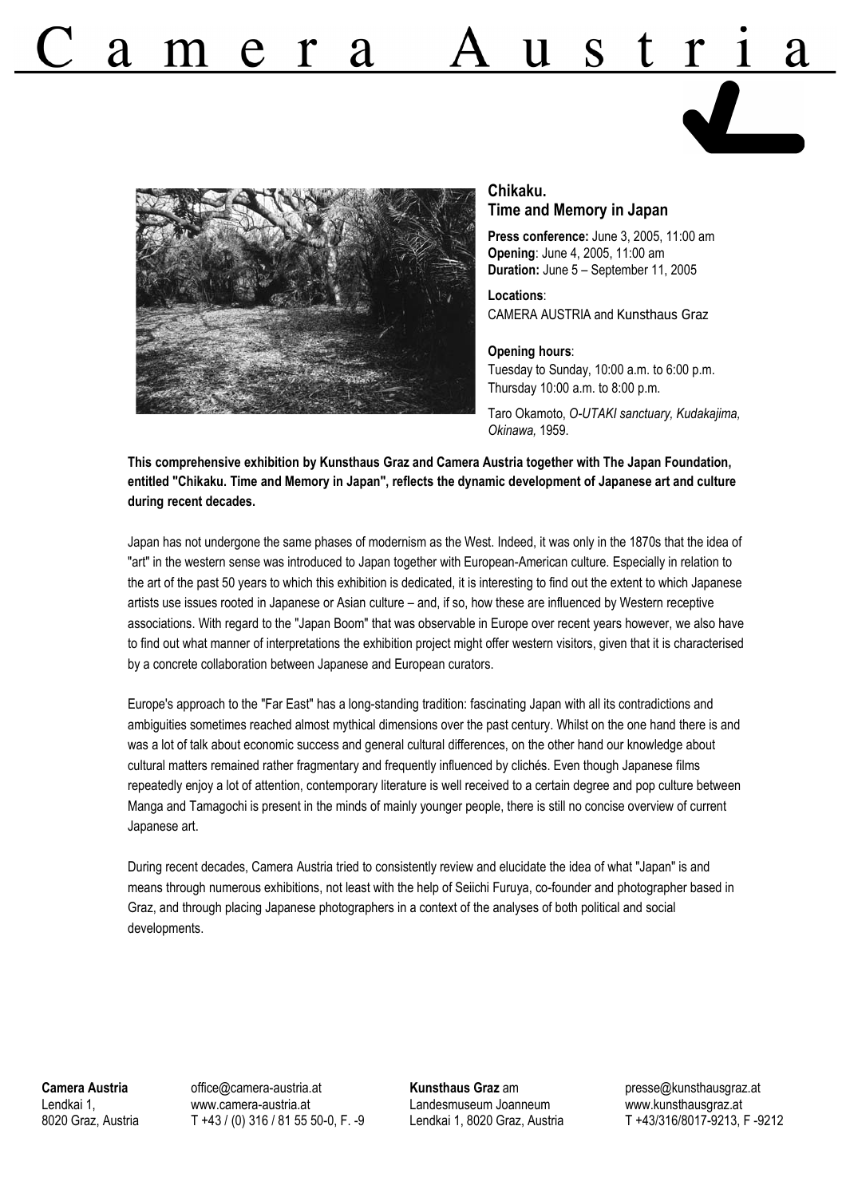# Camera Austria

## Chikaku. Time and Memory in Japan

**Press conference:** June 3, 2005, 11:00 am
**Opening**: June 4, 2005, 11:00 am
**Duration:** June 5 – September 11, 2005

**Locations**:
CAMERA AUSTRIA and Kunsthaus Graz

**Opening hours**:
Tuesday to Sunday, 10:00 a.m. to 6:00 p.m.
Thursday 10:00 a.m. to 8:00 p.m.

Taro Okamoto, *O-UTAKI sanctuary, Kudakajima, Okinawa,* 1959.

**This comprehensive exhibition by Kunsthaus Graz and Camera Austria together with The Japan Foundation, entitled "Chikaku. Time and Memory in Japan", reflects the dynamic development of Japanese art and culture during recent decades.**

Japan has not undergone the same phases of modernism as the West. Indeed, it was only in the 1870s that the idea of "art" in the western sense was introduced to Japan together with European-American culture. Especially in relation to the art of the past 50 years to which this exhibition is dedicated, it is interesting to find out the extent to which Japanese artists use issues rooted in Japanese or Asian culture – and, if so, how these are influenced by Western receptive associations. With regard to the "Japan Boom" that was observable in Europe over recent years however, we also have to find out what manner of interpretations the exhibition project might offer western visitors, given that it is characterised by a concrete collaboration between Japanese and European curators.

Europe's approach to the "Far East" has a long-standing tradition: fascinating Japan with all its contradictions and ambiguities sometimes reached almost mythical dimensions over the past century. Whilst on the one hand there is and was a lot of talk about economic success and general cultural differences, on the other hand our knowledge about cultural matters remained rather fragmentary and frequently influenced by clichés. Even though Japanese films repeatedly enjoy a lot of attention, contemporary literature is well received to a certain degree and pop culture between Manga and Tamagochi is present in the minds of mainly younger people, there is still no concise overview of current Japanese art.

During recent decades, Camera Austria tried to consistently review and elucidate the idea of what "Japan" is and means through numerous exhibitions, not least with the help of Seiichi Furuya, co-founder and photographer based in Graz, and through placing Japanese photographers in a context of the analyses of both political and social developments.

**Camera Austria**
Lendkai 1,
8020 Graz, Austria
office@camera-austria.at
www.camera-austria.at
T +43 / (0) 316 / 81 55 50-0, F. -9

**Kunsthaus Graz** am
Landesmuseum Joanneum
Lendkai 1, 8020 Graz, Austria
presse@kunsthausgraz.at
www.kunsthausgraz.at
T +43/316/8017-9213, F -9212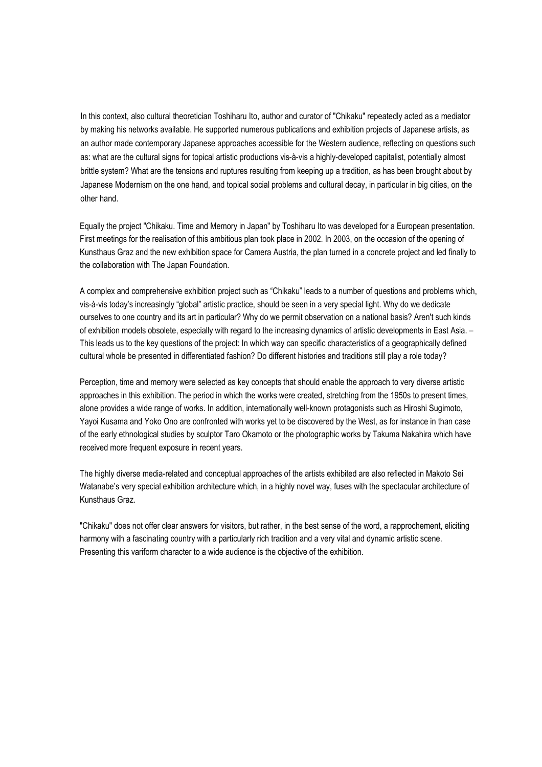In this context, also cultural theoretician Toshiharu Ito, author and curator of "Chikaku" repeatedly acted as a mediator by making his networks available. He supported numerous publications and exhibition projects of Japanese artists, as an author made contemporary Japanese approaches accessible for the Western audience, reflecting on questions such as: what are the cultural signs for topical artistic productions vis-à-vis a highly-developed capitalist, potentially almost brittle system? What are the tensions and ruptures resulting from keeping up a tradition, as has been brought about by Japanese Modernism on the one hand, and topical social problems and cultural decay, in particular in big cities, on the other hand.

Equally the project "Chikaku. Time and Memory in Japan" by Toshiharu Ito was developed for a European presentation. First meetings for the realisation of this ambitious plan took place in 2002. In 2003, on the occasion of the opening of Kunsthaus Graz and the new exhibition space for Camera Austria, the plan turned in a concrete project and led finally to the collaboration with The Japan Foundation.

A complex and comprehensive exhibition project such as "Chikaku" leads to a number of questions and problems which, vis-à-vis today's increasingly "global" artistic practice, should be seen in a very special light. Why do we dedicate ourselves to one country and its art in particular? Why do we permit observation on a national basis? Aren't such kinds of exhibition models obsolete, especially with regard to the increasing dynamics of artistic developments in East Asia. – This leads us to the key questions of the project: In which way can specific characteristics of a geographically defined cultural whole be presented in differentiated fashion? Do different histories and traditions still play a role today?

Perception, time and memory were selected as key concepts that should enable the approach to very diverse artistic approaches in this exhibition. The period in which the works were created, stretching from the 1950s to present times, alone provides a wide range of works. In addition, internationally well-known protagonists such as Hiroshi Sugimoto, Yayoi Kusama and Yoko Ono are confronted with works yet to be discovered by the West, as for instance in than case of the early ethnological studies by sculptor Taro Okamoto or the photographic works by Takuma Nakahira which have received more frequent exposure in recent years.

The highly diverse media-related and conceptual approaches of the artists exhibited are also reflected in Makoto Sei Watanabe's very special exhibition architecture which, in a highly novel way, fuses with the spectacular architecture of Kunsthaus Graz.

"Chikaku" does not offer clear answers for visitors, but rather, in the best sense of the word, a rapprochement, eliciting harmony with a fascinating country with a particularly rich tradition and a very vital and dynamic artistic scene. Presenting this variform character to a wide audience is the objective of the exhibition.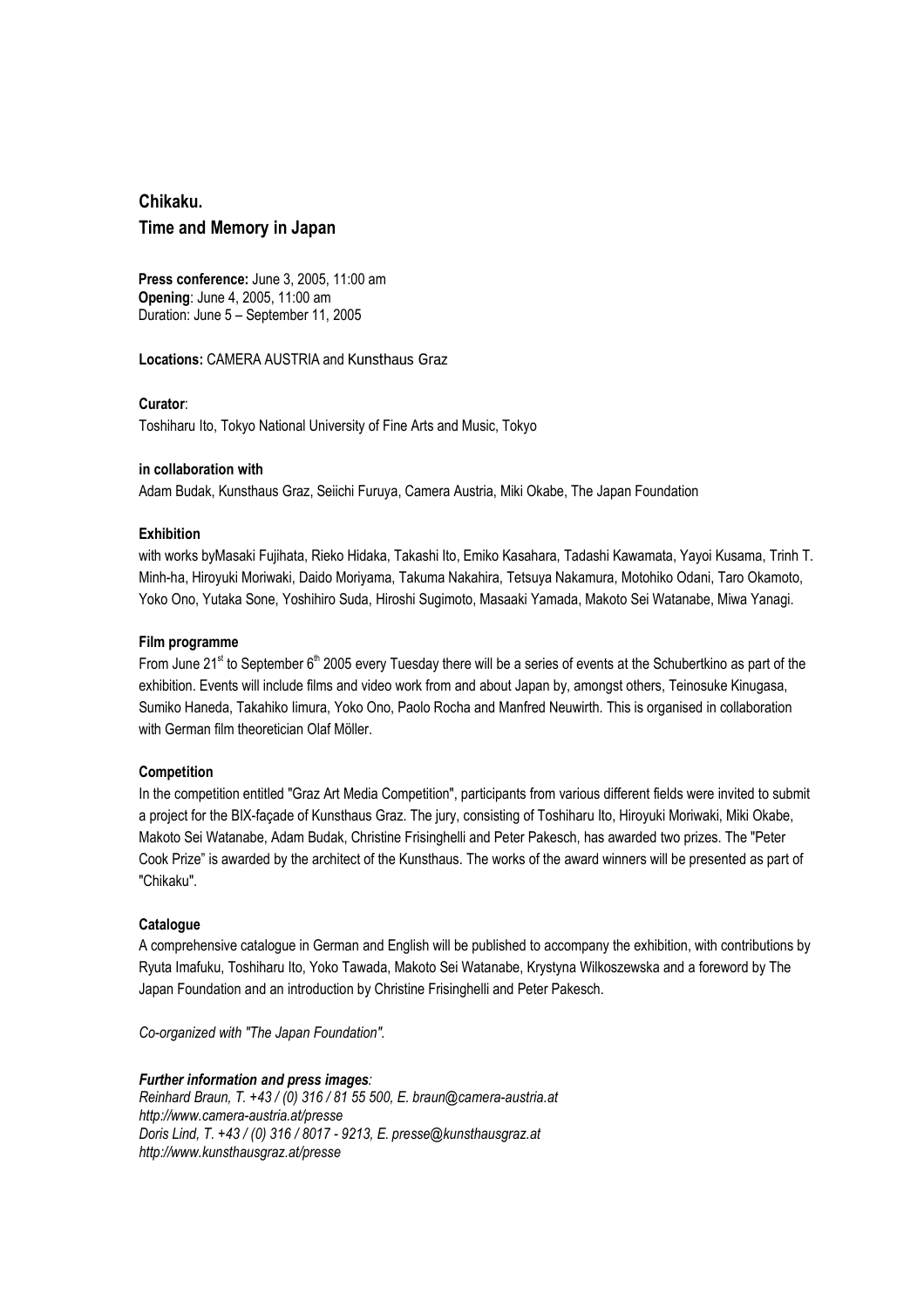## Chikaku.
## Time and Memory in Japan

**Press conference:** June 3, 2005, 11:00 am
**Opening**: June 4, 2005, 11:00 am
Duration: June 5 – September 11, 2005

**Locations:** CAMERA AUSTRIA and Kunsthaus Graz

**Curator**:
Toshiharu Ito, Tokyo National University of Fine Arts and Music, Tokyo

**in collaboration with**
Adam Budak, Kunsthaus Graz, Seiichi Furuya, Camera Austria, Miki Okabe, The Japan Foundation

**Exhibition**
with works byMasaki Fujihata, Rieko Hidaka, Takashi Ito, Emiko Kasahara, Tadashi Kawamata, Yayoi Kusama, Trinh T. Minh-ha, Hiroyuki Moriwaki, Daido Moriyama, Takuma Nakahira, Tetsuya Nakamura, Motohiko Odani, Taro Okamoto, Yoko Ono, Yutaka Sone, Yoshihiro Suda, Hiroshi Sugimoto, Masaaki Yamada, Makoto Sei Watanabe, Miwa Yanagi.

**Film programme**
From June 21st to September 6th 2005 every Tuesday there will be a series of events at the Schubertkino as part of the exhibition. Events will include films and video work from and about Japan by, amongst others, Teinosuke Kinugasa, Sumiko Haneda, Takahiko Iimura, Yoko Ono, Paolo Rocha and Manfred Neuwirth. This is organised in collaboration with German film theoretician Olaf Möller.

**Competition**
In the competition entitled "Graz Art Media Competition", participants from various different fields were invited to submit a project for the BIX-façade of Kunsthaus Graz. The jury, consisting of Toshiharu Ito, Hiroyuki Moriwaki, Miki Okabe, Makoto Sei Watanabe, Adam Budak, Christine Frisinghelli and Peter Pakesch, has awarded two prizes. The "Peter Cook Prize" is awarded by the architect of the Kunsthaus. The works of the award winners will be presented as part of "Chikaku".

**Catalogue**
A comprehensive catalogue in German and English will be published to accompany the exhibition, with contributions by Ryuta Imafuku, Toshiharu Ito, Yoko Tawada, Makoto Sei Watanabe, Krystyna Wilkoszewska and a foreword by The Japan Foundation and an introduction by Christine Frisinghelli and Peter Pakesch.

*Co-organized with "The Japan Foundation".*

***Further information and press images**:*
*Reinhard Braun, T. +43 / (0) 316 / 81 55 500, E. braun@camera-austria.at*
*http://www.camera-austria.at/presse*
*Doris Lind, T. +43 / (0) 316 / 8017 - 9213, E. presse@kunsthausgraz.at*
*http://www.kunsthausgraz.at/presse*